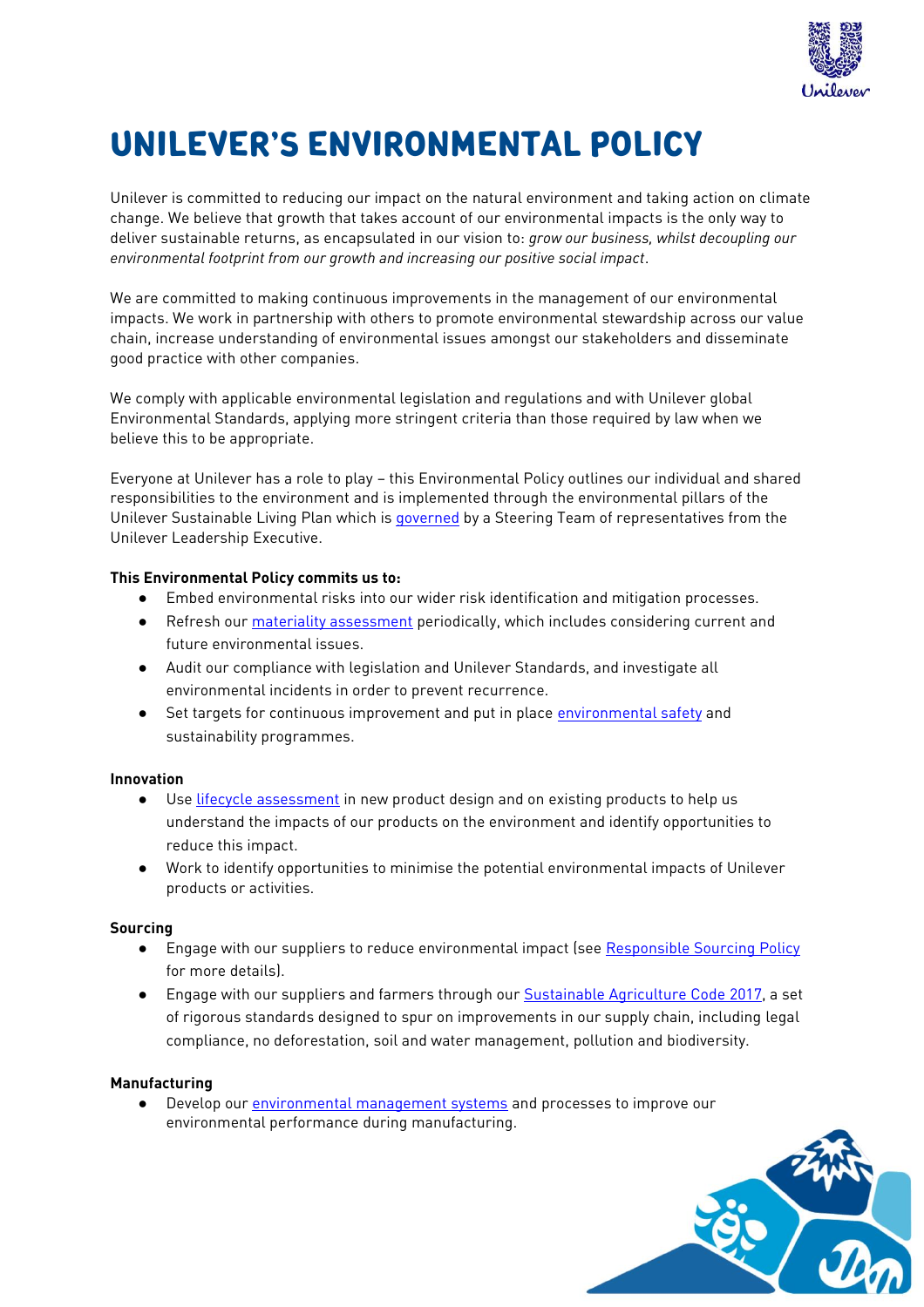# UNILEVER'S ENVIRONMENTAL POLICY

Unilever is committed to reducing our impact on the natural environment and taking action on climate change. We believe that growth that takes account of our environmental impacts is the only way to deliver sustainable returns, as encapsulated in our vision to: *grow our business, whilst decoupling our environmental footprint from our growth and increasing our positive social impact*.

We are committed to making continuous improvements in the management of our environmental impacts. We work in partnership with others to promote environmental stewardship across our value chain, increase understanding of environmental issues amongst our stakeholders and disseminate good practice with other companies.

We comply with applicable environmental legislation and regulations and with Unilever global Environmental Standards, applying more stringent criteria than those required by law when we believe this to be appropriate.

Everyone at Unilever has a role to play – this Environmental Policy outlines our individual and shared responsibilities to the environment and is implemented through the environmental pillars of the Unilever Sustainable Living Plan which is governed by a Steering Team of representatives from the Unilever Leadership Executive.

**This Environmental Policy commits us to:**

- Embed environmental risks into our wider risk identification and mitigation processes.
- Refresh our materiality assessment periodically, which includes considering current and future environmental issues.
- Audit our compliance with legislation and Unilever Standards, and investigate all environmental incidents in order to prevent recurrence.
- Set targets for continuous improvement and put in place environmental safety and sustainability programmes.

**Innovation**

- Use lifecycle assessment in new product design and on existing products to help us understand the impacts of our products on the environment and identify opportunities to reduce this impact.
- Work to identify opportunities to minimise the potential environmental impacts of Unilever products or activities.

**Sourcing**

- Engage with our suppliers to reduce environmental impact (see Responsible Sourcing Policy for more details).
- Engage with our suppliers and farmers through our Sustainable Agriculture Code 2017, a set of rigorous standards designed to spur on improvements in our supply chain, including legal compliance, no deforestation, soil and water management, pollution and biodiversity.

**Manufacturing**

- Develop our environmental management systems and processes to improve our environmental performance during manufacturing.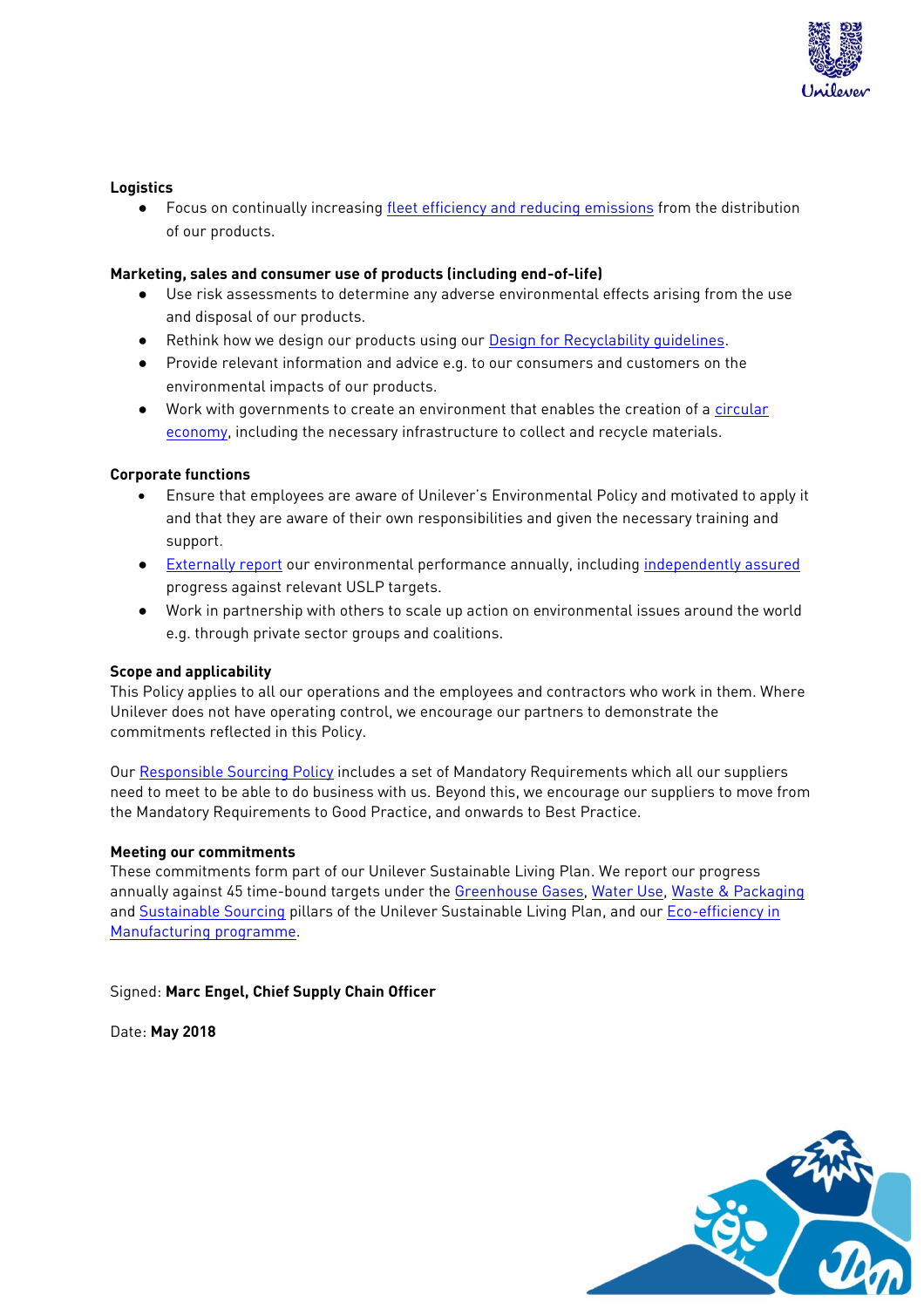**Logistics**

- Focus on continually increasing fleet efficiency and reducing emissions from the distribution of our products.

**Marketing, sales and consumer use of products (including end-of-life)**

- Use risk assessments to determine any adverse environmental effects arising from the use and disposal of our products.
- Rethink how we design our products using our Design for Recyclability guidelines.
- Provide relevant information and advice e.g. to our consumers and customers on the environmental impacts of our products.
- Work with governments to create an environment that enables the creation of a circular economy, including the necessary infrastructure to collect and recycle materials.

**Corporate functions**

- Ensure that employees are aware of Unilever's Environmental Policy and motivated to apply it and that they are aware of their own responsibilities and given the necessary training and support.
- Externally report our environmental performance annually, including independently assured progress against relevant USLP targets.
- Work in partnership with others to scale up action on environmental issues around the world e.g. through private sector groups and coalitions.

**Scope and applicability**

This Policy applies to all our operations and the employees and contractors who work in them. Where Unilever does not have operating control, we encourage our partners to demonstrate the commitments reflected in this Policy.

Our Responsible Sourcing Policy includes a set of Mandatory Requirements which all our suppliers need to meet to be able to do business with us. Beyond this, we encourage our suppliers to move from the Mandatory Requirements to Good Practice, and onwards to Best Practice.

**Meeting our commitments**

These commitments form part of our Unilever Sustainable Living Plan. We report our progress annually against 45 time-bound targets under the Greenhouse Gases, Water Use, Waste & Packaging and Sustainable Sourcing pillars of the Unilever Sustainable Living Plan, and our Eco-efficiency in Manufacturing programme.

Signed: **Marc Engel, Chief Supply Chain Officer**

Date: **May 2018**